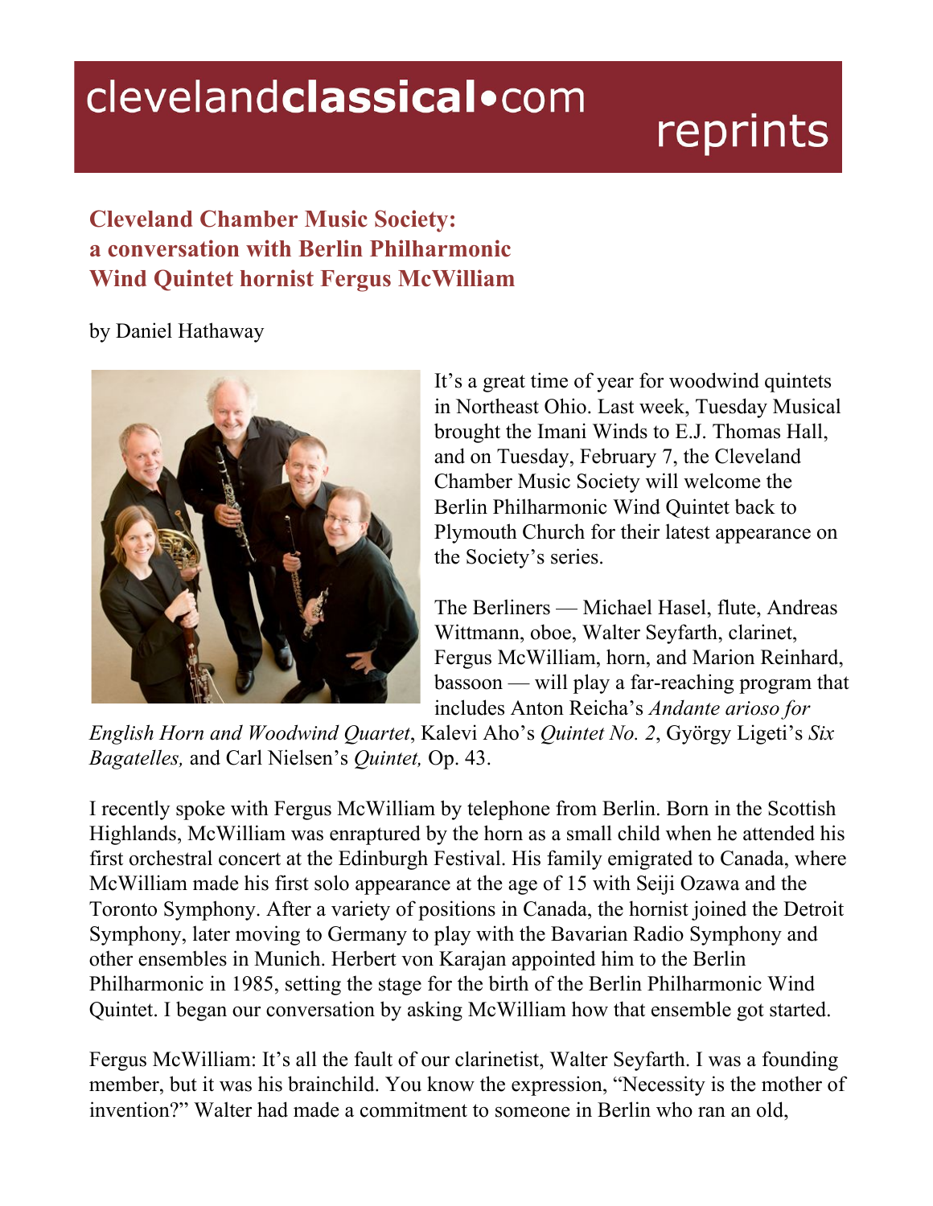# Cleveland Chamber Music Society: a conversation with Berlin Philharmonic Wind Quintet hornist Fergus McWilliam

by Daniel Hathaway

It's a great time of year for woodwind quintets in Northeast Ohio. Last week, Tuesday Musical brought the Imani Winds to E.J. Thomas Hall, and on Tuesday, February 7, the Cleveland Chamber Music Society will welcome the Berlin Philharmonic Wind Quintet back to Plymouth Church for their latest appearance on the Society's series.

The Berliners — Michael Hasel, flute, Andreas Wittmann, oboe, Walter Seyfarth, clarinet, Fergus McWilliam, horn, and Marion Reinhard, bassoon — will play a far-reaching program that includes Anton Reicha's *Andante arioso for English Horn and Woodwind Quartet*, Kalevi Aho's *Quintet No. 2*, György Ligeti's *Six Bagatelles,* and Carl Nielsen's *Quintet,* Op. 43.

I recently spoke with Fergus McWilliam by telephone from Berlin. Born in the Scottish Highlands, McWilliam was enraptured by the horn as a small child when he attended his first orchestral concert at the Edinburgh Festival. His family emigrated to Canada, where McWilliam made his first solo appearance at the age of 15 with Seiji Ozawa and the Toronto Symphony. After a variety of positions in Canada, the hornist joined the Detroit Symphony, later moving to Germany to play with the Bavarian Radio Symphony and other ensembles in Munich. Herbert von Karajan appointed him to the Berlin Philharmonic in 1985, setting the stage for the birth of the Berlin Philharmonic Wind Quintet. I began our conversation by asking McWilliam how that ensemble got started.

Fergus McWilliam: It's all the fault of our clarinetist, Walter Seyfarth. I was a founding member, but it was his brainchild. You know the expression, "Necessity is the mother of invention?" Walter had made a commitment to someone in Berlin who ran an old,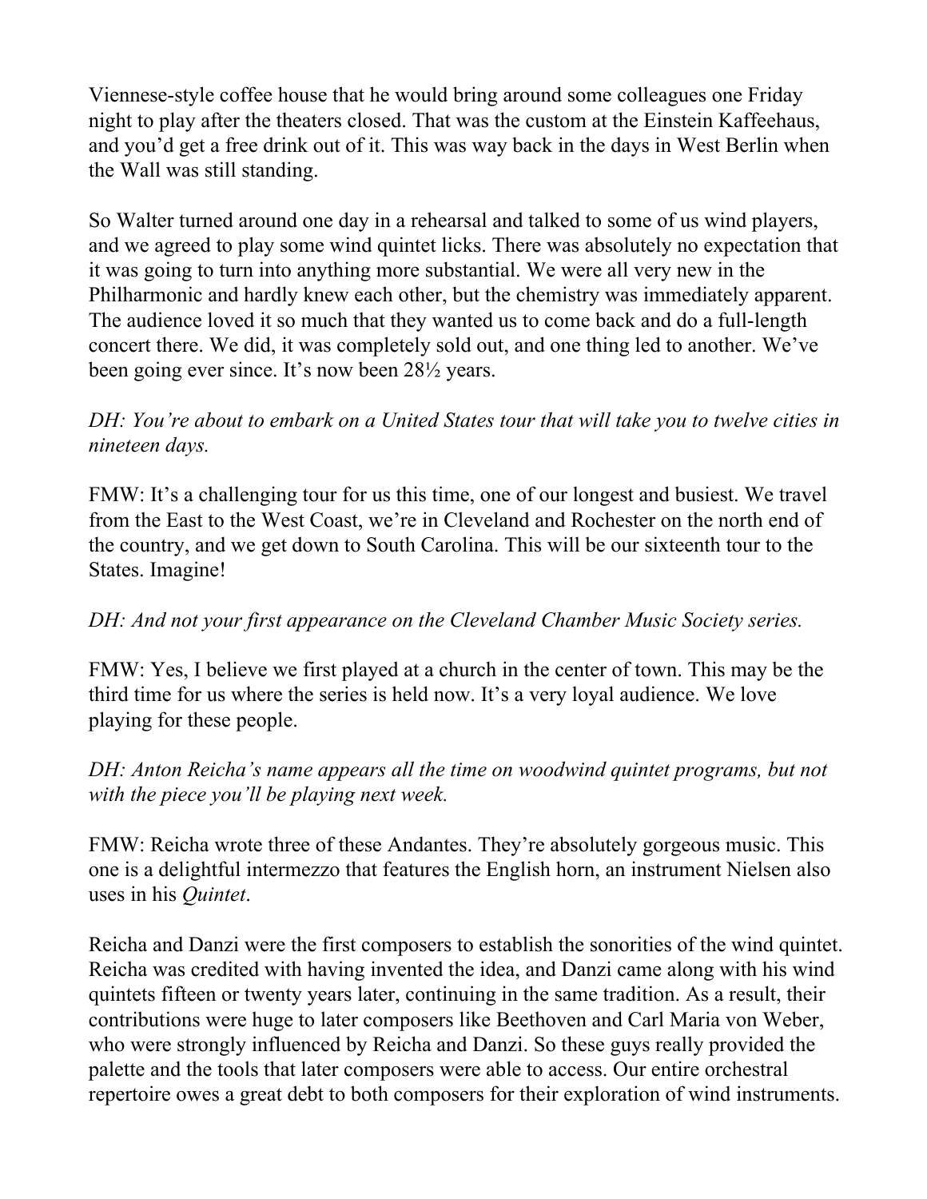Viennese-style coffee house that he would bring around some colleagues one Friday night to play after the theaters closed. That was the custom at the Einstein Kaffeehaus, and you'd get a free drink out of it. This was way back in the days in West Berlin when the Wall was still standing.

So Walter turned around one day in a rehearsal and talked to some of us wind players, and we agreed to play some wind quintet licks. There was absolutely no expectation that it was going to turn into anything more substantial. We were all very new in the Philharmonic and hardly knew each other, but the chemistry was immediately apparent. The audience loved it so much that they wanted us to come back and do a full-length concert there. We did, it was completely sold out, and one thing led to another. We've been going ever since. It's now been 28½ years.

*DH: You're about to embark on a United States tour that will take you to twelve cities in nineteen days.*

FMW: It's a challenging tour for us this time, one of our longest and busiest. We travel from the East to the West Coast, we're in Cleveland and Rochester on the north end of the country, and we get down to South Carolina. This will be our sixteenth tour to the States. Imagine!

*DH: And not your first appearance on the Cleveland Chamber Music Society series.*

FMW: Yes, I believe we first played at a church in the center of town. This may be the third time for us where the series is held now. It's a very loyal audience. We love playing for these people.

*DH: Anton Reicha's name appears all the time on woodwind quintet programs, but not with the piece you'll be playing next week.*

FMW: Reicha wrote three of these Andantes. They're absolutely gorgeous music. This one is a delightful intermezzo that features the English horn, an instrument Nielsen also uses in his *Quintet*.

Reicha and Danzi were the first composers to establish the sonorities of the wind quintet. Reicha was credited with having invented the idea, and Danzi came along with his wind quintets fifteen or twenty years later, continuing in the same tradition. As a result, their contributions were huge to later composers like Beethoven and Carl Maria von Weber, who were strongly influenced by Reicha and Danzi. So these guys really provided the palette and the tools that later composers were able to access. Our entire orchestral repertoire owes a great debt to both composers for their exploration of wind instruments.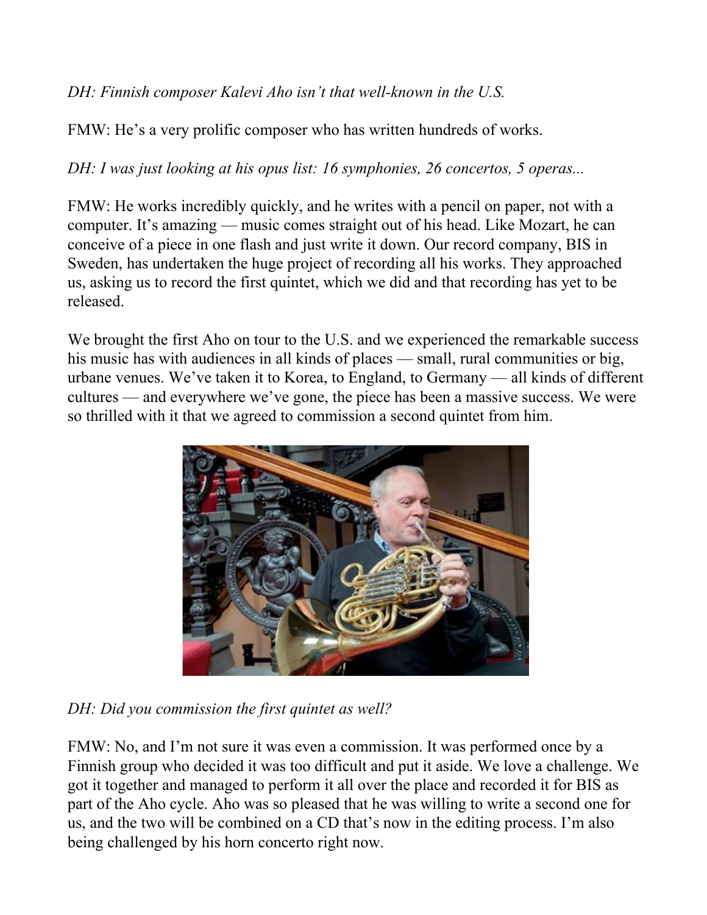*DH: Finnish composer Kalevi Aho isn't that well-known in the U.S.*

FMW: He's a very prolific composer who has written hundreds of works.

*DH: I was just looking at his opus list: 16 symphonies, 26 concertos, 5 operas...*

FMW: He works incredibly quickly, and he writes with a pencil on paper, not with a computer. It's amazing — music comes straight out of his head. Like Mozart, he can conceive of a piece in one flash and just write it down. Our record company, BIS in Sweden, has undertaken the huge project of recording all his works. They approached us, asking us to record the first quintet, which we did and that recording has yet to be released.

We brought the first Aho on tour to the U.S. and we experienced the remarkable success his music has with audiences in all kinds of places — small, rural communities or big, urbane venues. We've taken it to Korea, to England, to Germany — all kinds of different cultures — and everywhere we've gone, the piece has been a massive success. We were so thrilled with it that we agreed to commission a second quintet from him.

*DH: Did you commission the first quintet as well?*

FMW: No, and I'm not sure it was even a commission. It was performed once by a Finnish group who decided it was too difficult and put it aside. We love a challenge. We got it together and managed to perform it all over the place and recorded it for BIS as part of the Aho cycle. Aho was so pleased that he was willing to write a second one for us, and the two will be combined on a CD that's now in the editing process. I'm also being challenged by his horn concerto right now.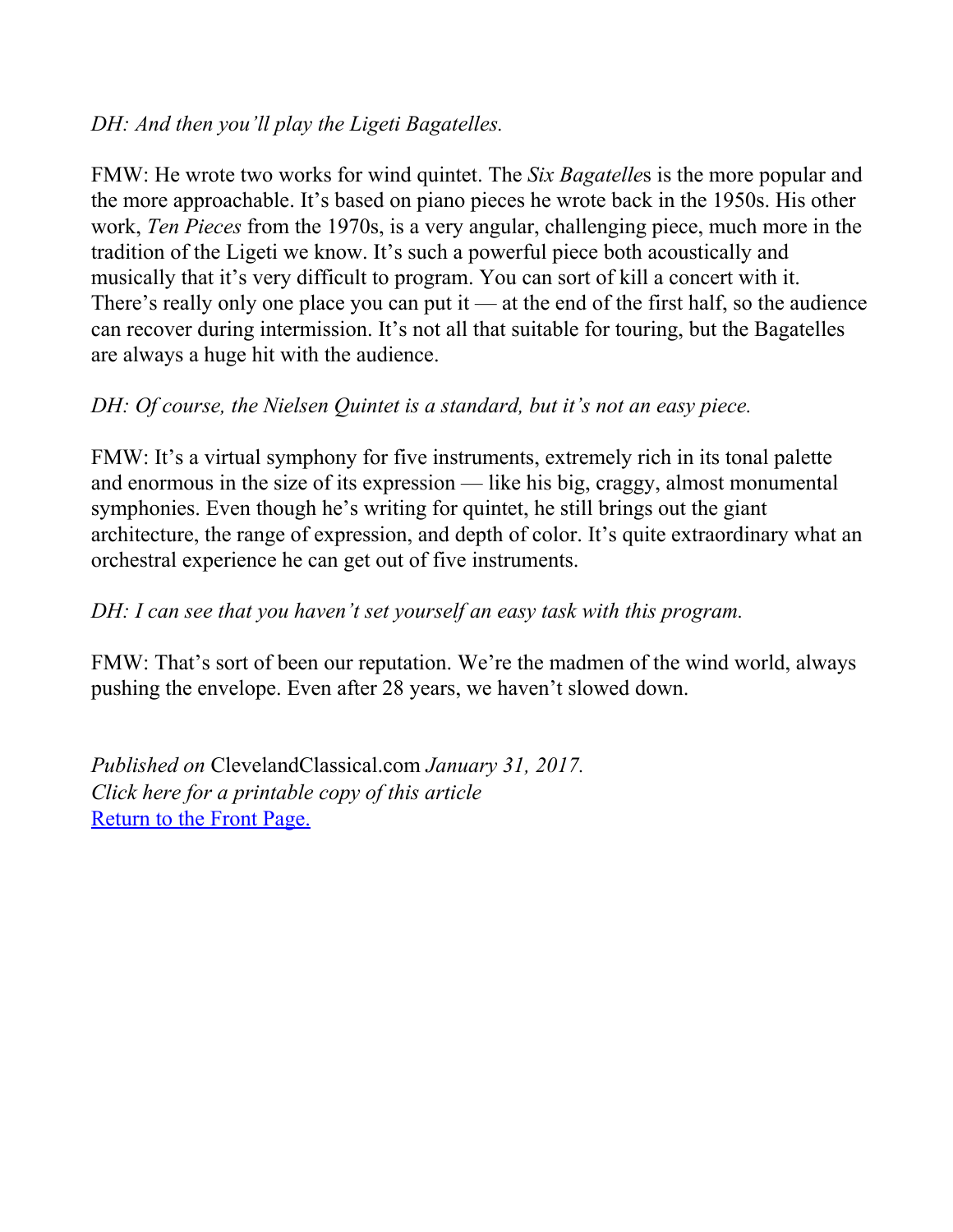*DH: And then you'll play the Ligeti Bagatelles.*

FMW: He wrote two works for wind quintet. The *Six Bagatelle*s is the more popular and the more approachable. It's based on piano pieces he wrote back in the 1950s. His other work, *Ten Pieces* from the 1970s, is a very angular, challenging piece, much more in the tradition of the Ligeti we know. It's such a powerful piece both acoustically and musically that it's very difficult to program. You can sort of kill a concert with it. There's really only one place you can put it — at the end of the first half, so the audience can recover during intermission. It's not all that suitable for touring, but the Bagatelles are always a huge hit with the audience.

*DH: Of course, the Nielsen Quintet is a standard, but it's not an easy piece.*

FMW: It's a virtual symphony for five instruments, extremely rich in its tonal palette and enormous in the size of its expression — like his big, craggy, almost monumental symphonies. Even though he's writing for quintet, he still brings out the giant architecture, the range of expression, and depth of color. It's quite extraordinary what an orchestral experience he can get out of five instruments.

*DH: I can see that you haven't set yourself an easy task with this program.*

FMW: That's sort of been our reputation. We're the madmen of the wind world, always pushing the envelope. Even after 28 years, we haven't slowed down.

*Published on* ClevelandClassical.com *January 31, 2017.*
*Click here for a printable copy of this article*
[Return to the Front Page.]()